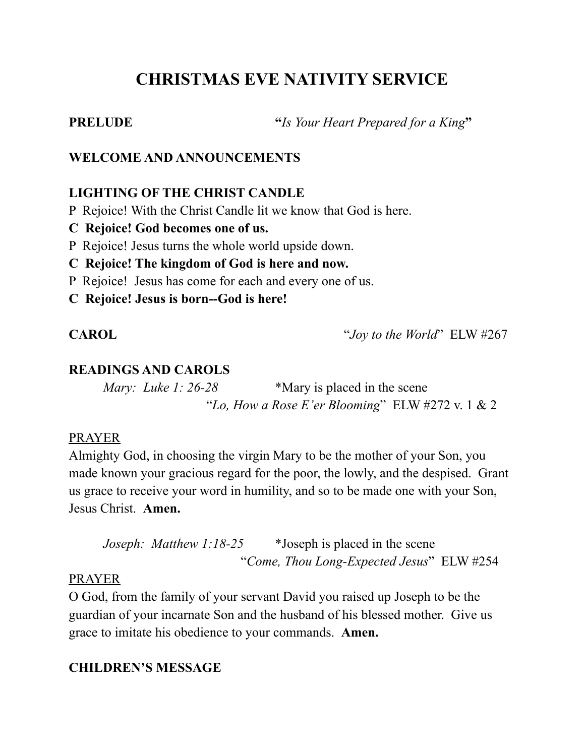# CHRISTMAS EVE NATIVITY SERVICE

**PRELUDE** **"***Is Your Heart Prepared for a King***"**

**WELCOME AND ANNOUNCEMENTS**

**LIGHTING OF THE CHRIST CANDLE**

P Rejoice! With the Christ Candle lit we know that God is here.

**C Rejoice! God becomes one of us.**

P Rejoice! Jesus turns the whole world upside down.

**C Rejoice! The kingdom of God is here and now.**

P Rejoice! Jesus has come for each and every one of us.

**C Rejoice! Jesus is born--God is here!**

**CAROL** "*Joy to the World*" ELW #267

**READINGS AND CAROLS**

*Mary: Luke 1: 26-28* *Mary is placed in the scene

"*Lo, How a Rose E'er Blooming*" ELW #272 v. 1 & 2

PRAYER

Almighty God, in choosing the virgin Mary to be the mother of your Son, you made known your gracious regard for the poor, the lowly, and the despised. Grant us grace to receive your word in humility, and so to be made one with your Son, Jesus Christ. **Amen.**

*Joseph: Matthew 1:18-25* *Joseph is placed in the scene

"*Come, Thou Long-Expected Jesus*" ELW #254

PRAYER

O God, from the family of your servant David you raised up Joseph to be the guardian of your incarnate Son and the husband of his blessed mother. Give us grace to imitate his obedience to your commands. **Amen.**

**CHILDREN'S MESSAGE**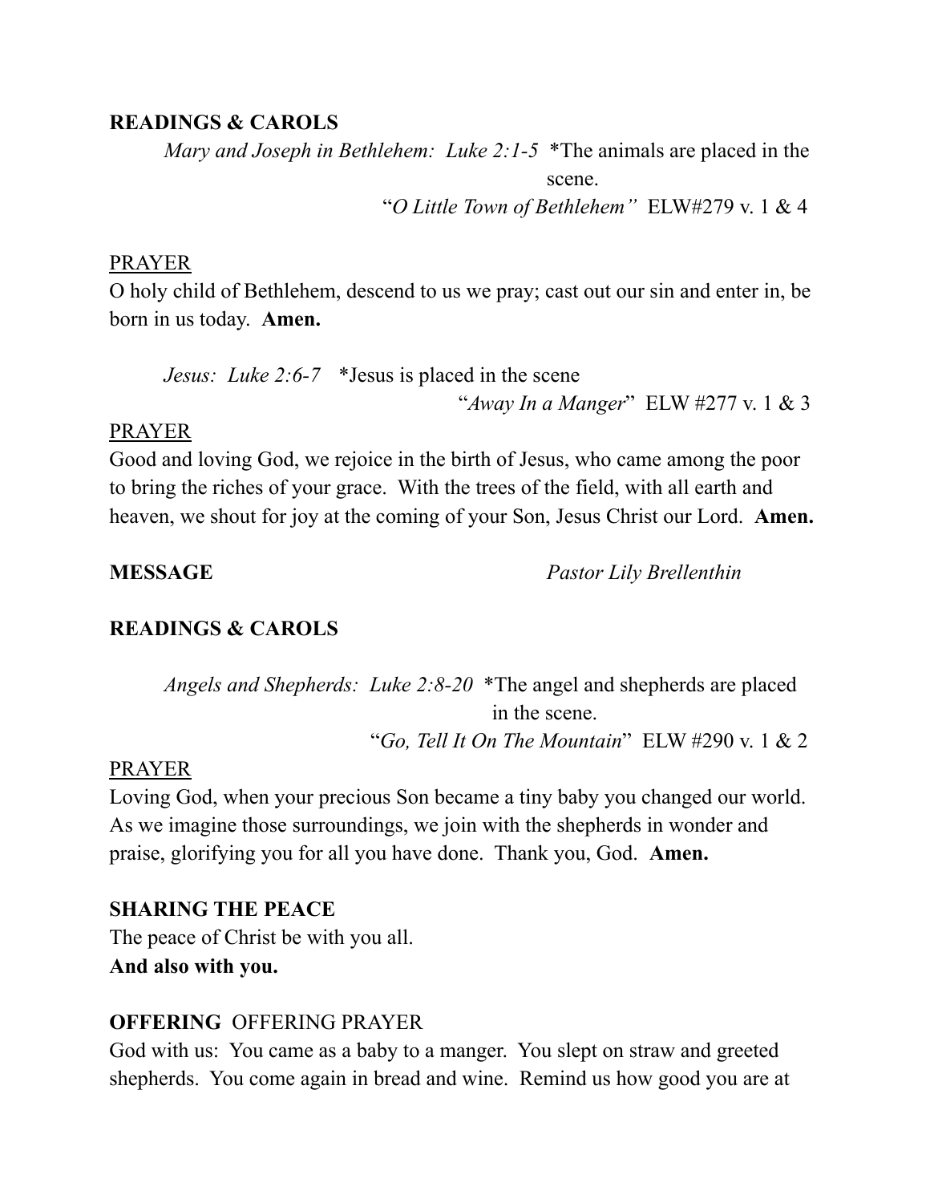**READINGS & CAROLS**

*Mary and Joseph in Bethlehem: Luke 2:1-5* *The animals are placed in the scene.

"*O Little Town of Bethlehem"* ELW#279 v. 1 & 4

<u>PRAYER</u>

O holy child of Bethlehem, descend to us we pray; cast out our sin and enter in, be born in us today. **Amen.**

*Jesus: Luke 2:6-7* *Jesus is placed in the scene

"*Away In a Manger*" ELW #277 v. 1 & 3

<u>PRAYER</u>

Good and loving God, we rejoice in the birth of Jesus, who came among the poor to bring the riches of your grace. With the trees of the field, with all earth and heaven, we shout for joy at the coming of your Son, Jesus Christ our Lord. **Amen.**

**MESSAGE** *Pastor Lily Brellenthin*

**READINGS & CAROLS**

*Angels and Shepherds: Luke 2:8-20* *The angel and shepherds are placed in the scene.

"*Go, Tell It On The Mountain*" ELW #290 v. 1 & 2

<u>PRAYER</u>

Loving God, when your precious Son became a tiny baby you changed our world. As we imagine those surroundings, we join with the shepherds in wonder and praise, glorifying you for all you have done. Thank you, God. **Amen.**

**SHARING THE PEACE**

The peace of Christ be with you all.
**And also with you.**

**OFFERING** OFFERING PRAYER

God with us: You came as a baby to a manger. You slept on straw and greeted shepherds. You come again in bread and wine. Remind us how good you are at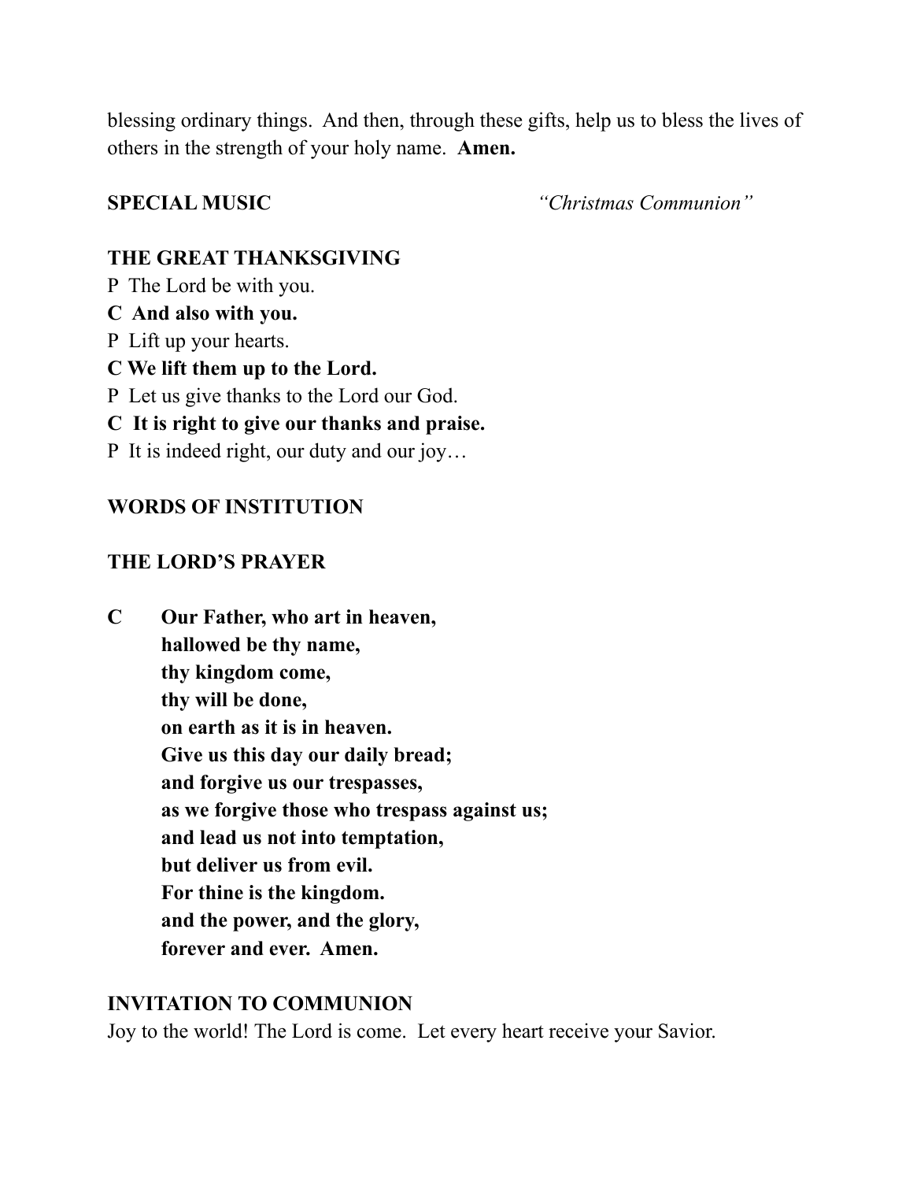blessing ordinary things. And then, through these gifts, help us to bless the lives of others in the strength of your holy name. **Amen.**

**SPECIAL MUSIC** *"Christmas Communion"*

**THE GREAT THANKSGIVING**

P The Lord be with you.

**C And also with you.**

P Lift up your hearts.

**C We lift them up to the Lord.**

P Let us give thanks to the Lord our God.

**C It is right to give our thanks and praise.**

P It is indeed right, our duty and our joy…

**WORDS OF INSTITUTION**

**THE LORD'S PRAYER**

**C Our Father, who art in heaven,**
**hallowed be thy name,**
**thy kingdom come,**
**thy will be done,**
**on earth as it is in heaven.**
**Give us this day our daily bread;**
**and forgive us our trespasses,**
**as we forgive those who trespass against us;**
**and lead us not into temptation,**
**but deliver us from evil.**
**For thine is the kingdom.**
**and the power, and the glory,**
**forever and ever. Amen.**

**INVITATION TO COMMUNION**

Joy to the world! The Lord is come. Let every heart receive your Savior.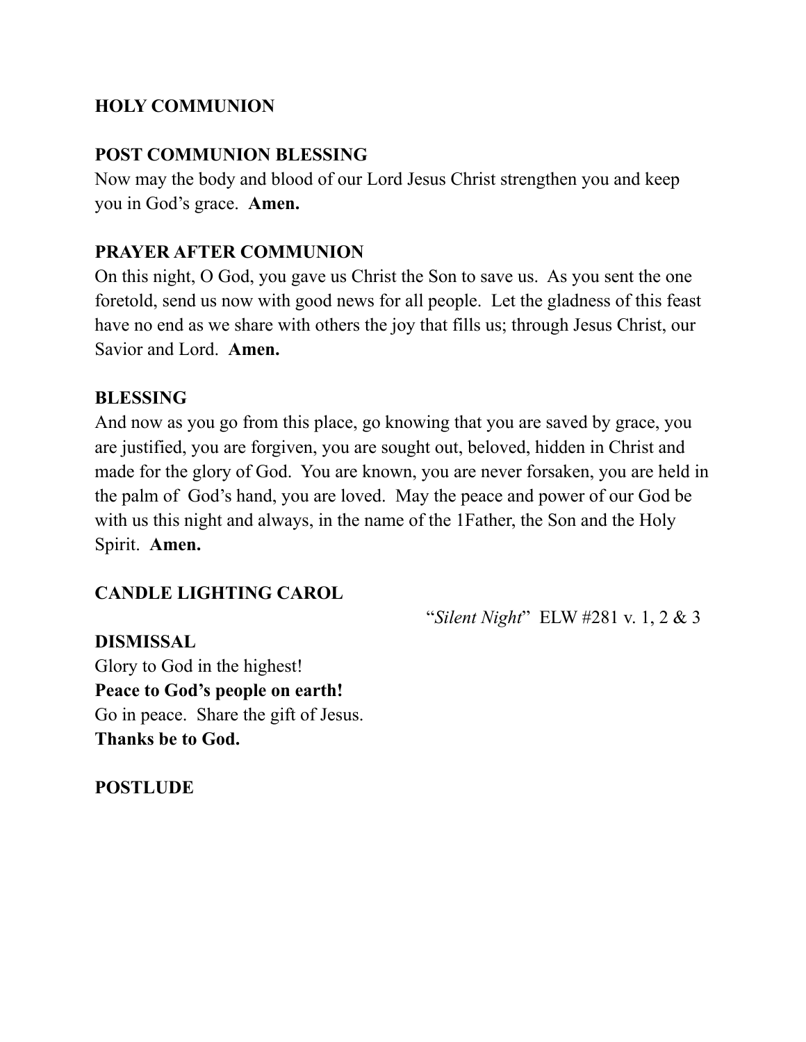**HOLY COMMUNION**

**POST COMMUNION BLESSING**

Now may the body and blood of our Lord Jesus Christ strengthen you and keep you in God's grace. **Amen.**

**PRAYER AFTER COMMUNION**

On this night, O God, you gave us Christ the Son to save us. As you sent the one foretold, send us now with good news for all people. Let the gladness of this feast have no end as we share with others the joy that fills us; through Jesus Christ, our Savior and Lord. **Amen.**

**BLESSING**

And now as you go from this place, go knowing that you are saved by grace, you are justified, you are forgiven, you are sought out, beloved, hidden in Christ and made for the glory of God. You are known, you are never forsaken, you are held in the palm of God's hand, you are loved. May the peace and power of our God be with us this night and always, in the name of the 1Father, the Son and the Holy Spirit. **Amen.**

**CANDLE LIGHTING CAROL**

"*Silent Night*" ELW #281 v. 1, 2 & 3

**DISMISSAL**

Glory to God in the highest!

**Peace to God's people on earth!**

Go in peace. Share the gift of Jesus.

**Thanks be to God.**

**POSTLUDE**